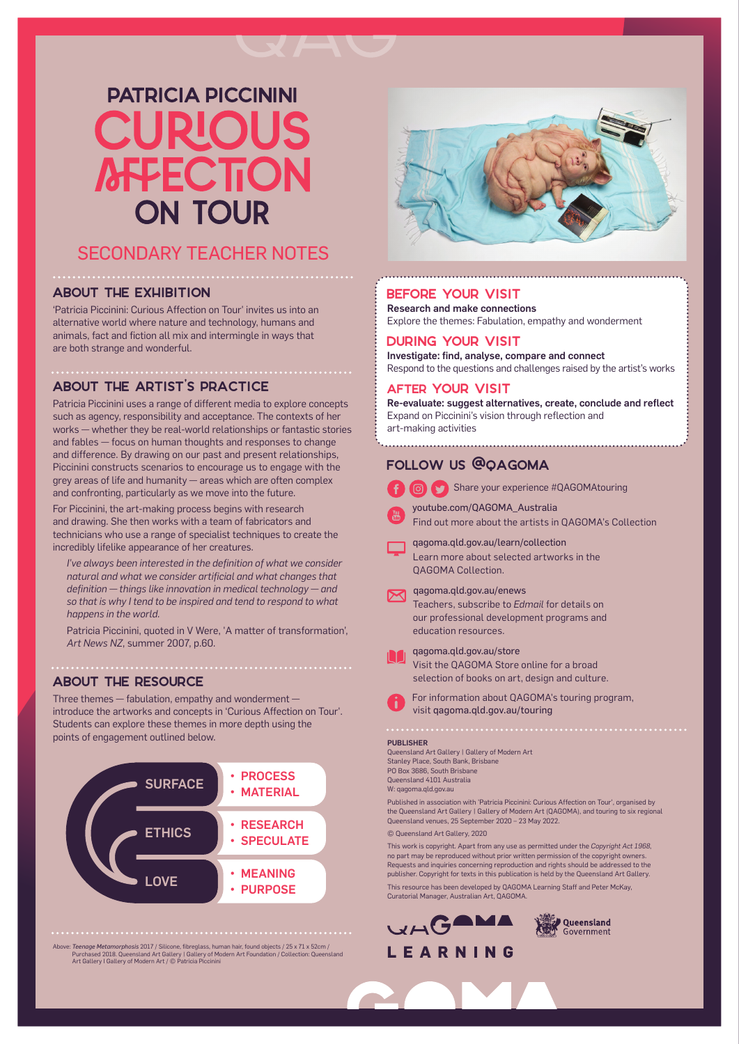# PATRICIA PICCININI
# CURIOUS AFFECTION ON TOUR

## SECONDARY TEACHER NOTES

### ABOUT THE EXHIBITION

'Patricia Piccinini: Curious Affection on Tour' invites us into an alternative world where nature and technology, humans and animals, fact and fiction all mix and intermingle in ways that are both strange and wonderful.

### ABOUT THE ARTIST'S PRACTICE

Patricia Piccinini uses a range of different media to explore concepts such as agency, responsibility and acceptance. The contexts of her works — whether they be real-world relationships or fantastic stories and fables — focus on human thoughts and responses to change and difference. By drawing on our past and present relationships, Piccinini constructs scenarios to encourage us to engage with the grey areas of life and humanity — areas which are often complex and confronting, particularly as we move into the future.

For Piccinini, the art-making process begins with research and drawing. She then works with a team of fabricators and technicians who use a range of specialist techniques to create the incredibly lifelike appearance of her creatures.

> *I've always been interested in the definition of what we consider natural and what we consider artificial and what changes that definition — things like innovation in medical technology — and so that is why I tend to be inspired and tend to respond to what happens in the world.*
>
> Patricia Piccinini, quoted in V Were, 'A matter of transformation', *Art News NZ*, summer 2007, p.60.

### ABOUT THE RESOURCE

Three themes — fabulation, empathy and wonderment — introduce the artworks and concepts in 'Curious Affection on Tour'. Students can explore these themes in more depth using the points of engagement outlined below.

- **SURFACE**
  - PROCESS
  - MATERIAL
- **ETHICS**
  - RESEARCH
  - SPECULATE
- **LOVE**
  - MEANING
  - PURPOSE

Above: *Teenage Metamorphosis* 2017 / Silicone, fibreglass, human hair, found objects / 25 x 71 x 52cm / Purchased 2018. Queensland Art Gallery | Gallery of Modern Art Foundation / Collection: Queensland Art Gallery | Gallery of Modern Art / © Patricia Piccinini

### BEFORE YOUR VISIT

**Research and make connections**
Explore the themes: Fabulation, empathy and wonderment

### DURING YOUR VISIT

**Investigate: find, analyse, compare and connect**
Respond to the questions and challenges raised by the artist's works

### AFTER YOUR VISIT

**Re-evaluate: suggest alternatives, create, conclude and reflect**
Expand on Piccinini's vision through reflection and art-making activities

### FOLLOW US @QAGOMA

Share your experience #QAGOMAtouring

youtube.com/QAGOMA_Australia
Find out more about the artists in QAGOMA's Collection

qagoma.qld.gov.au/learn/collection
Learn more about selected artworks in the QAGOMA Collection.

qagoma.qld.gov.au/enews
Teachers, subscribe to *Edmail* for details on our professional development programs and education resources.

qagoma.qld.gov.au/store
Visit the QAGOMA Store online for a broad selection of books on art, design and culture.

For information about QAGOMA's touring program, visit qagoma.qld.gov.au/touring

**PUBLISHER**
Queensland Art Gallery | Gallery of Modern Art
Stanley Place, South Bank, Brisbane
PO Box 3686, South Brisbane
Queensland 4101 Australia
W: qagoma.qld.gov.au

Published in association with 'Patricia Piccinini: Curious Affection on Tour', organised by the Queensland Art Gallery | Gallery of Modern Art (QAGOMA), and touring to six regional Queensland venues, 25 September 2020 – 23 May 2022.

© Queensland Art Gallery, 2020

This work is copyright. Apart from any use as permitted under the *Copyright Act 1968*, no part may be reproduced without prior written permission of the copyright owners. Requests and inquiries concerning reproduction and rights should be addressed to the publisher. Copyright for texts in this publication is held by the Queensland Art Gallery.

This resource has been developed by QAGOMA Learning Staff and Peter McKay, Curatorial Manager, Australian Art, QAGOMA.

QAGOMA LEARNING

Queensland Government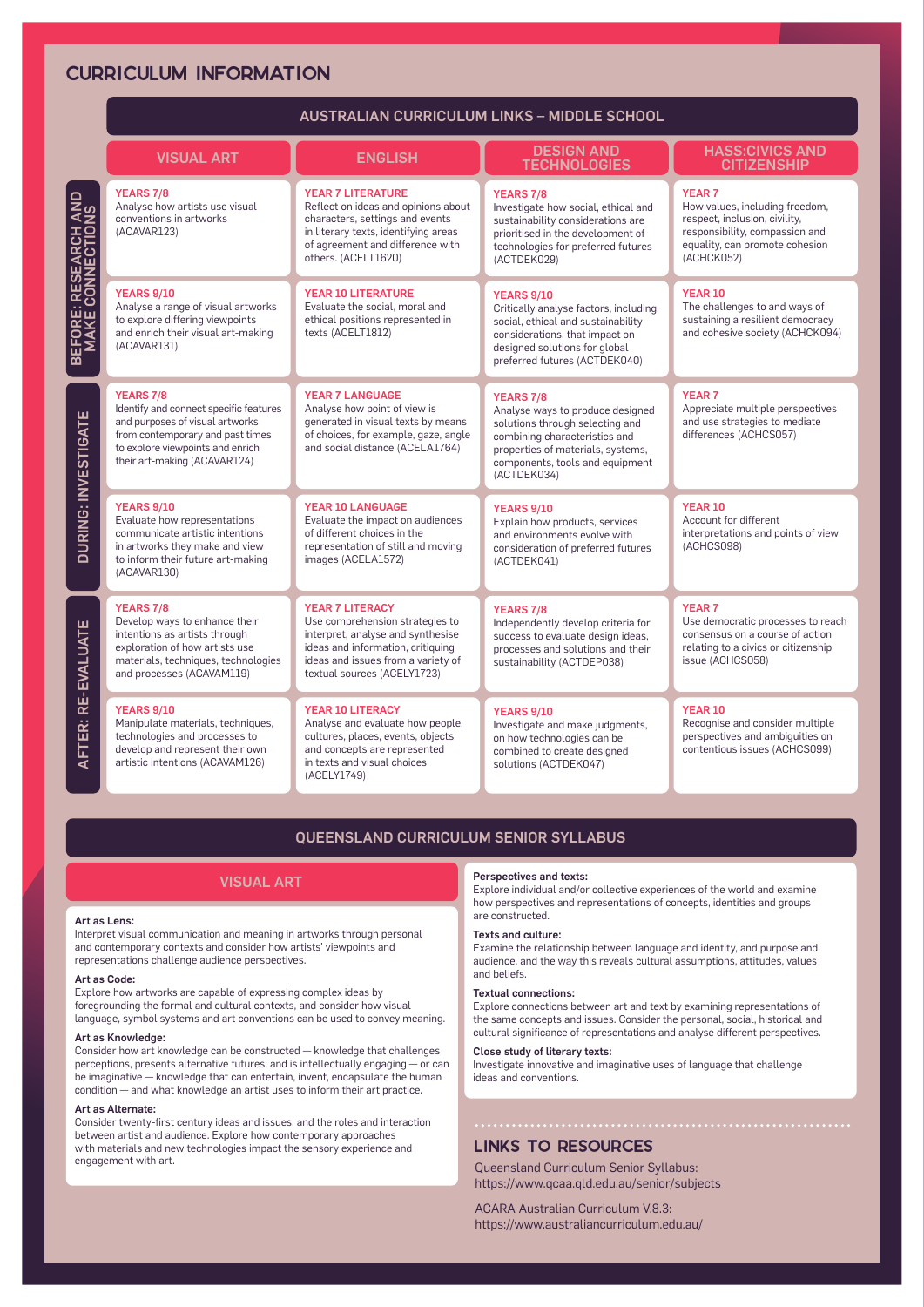# CURRICULUM INFORMATION

## AUSTRALIAN CURRICULUM LINKS – MIDDLE SCHOOL

| | VISUAL ART | ENGLISH | DESIGN AND TECHNOLOGIES | HASS:CIVICS AND CITIZENSHIP |
|---|---|---|---|---|
| BEFORE: RESEARCH AND MAKE CONNECTIONS | **YEARS 7/8** Analyse how artists use visual conventions in artworks (ACAVAR123) | **YEAR 7 LITERATURE** Reflect on ideas and opinions about characters, settings and events in literary texts, identifying areas of agreement and difference with others. (ACELT1620) | **YEARS 7/8** Investigate how social, ethical and sustainability considerations are prioritised in the development of technologies for preferred futures (ACTDEK029) | **YEAR 7** How values, including freedom, respect, inclusion, civility, responsibility, compassion and equality, can promote cohesion (ACHCK052) |
| | **YEARS 9/10** Analyse a range of visual artworks to explore differing viewpoints and enrich their visual art-making (ACAVAR131) | **YEAR 10 LITERATURE** Evaluate the social, moral and ethical positions represented in texts (ACELT1812) | **YEARS 9/10** Critically analyse factors, including social, ethical and sustainability considerations, that impact on designed solutions for global preferred futures (ACTDEK040) | **YEAR 10** The challenges to and ways of sustaining a resilient democracy and cohesive society (ACHCK094) |
| DURING: INVESTIGATE | **YEARS 7/8** Identify and connect specific features and purposes of visual artworks from contemporary and past times to explore viewpoints and enrich their art-making (ACAVAR124) | **YEAR 7 LANGUAGE** Analyse how point of view is generated in visual texts by means of choices, for example, gaze, angle and social distance (ACELA1764) | **YEARS 7/8** Analyse ways to produce designed solutions through selecting and combining characteristics and properties of materials, systems, components, tools and equipment (ACTDEK034) | **YEAR 7** Appreciate multiple perspectives and use strategies to mediate differences (ACHCS057) |
| | **YEARS 9/10** Evaluate how representations communicate artistic intentions in artworks they make and view to inform their future art-making (ACAVAR130) | **YEAR 10 LANGUAGE** Evaluate the impact on audiences of different choices in the representation of still and moving images (ACELA1572) | **YEARS 9/10** Explain how products, services and environments evolve with consideration of preferred futures (ACTDEK041) | **YEAR 10** Account for different interpretations and points of view (ACHCS098) |
| AFTER: RE-EVALUATE | **YEARS 7/8** Develop ways to enhance their intentions as artists through exploration of how artists use materials, techniques, technologies and processes (ACAVAM119) | **YEAR 7 LITERACY** Use comprehension strategies to interpret, analyse and synthesise ideas and information, critiquing ideas and issues from a variety of textual sources (ACELY1723) | **YEARS 7/8** Independently develop criteria for success to evaluate design ideas, processes and solutions and their sustainability (ACTDEP038) | **YEAR 7** Use democratic processes to reach consensus on a course of action relating to a civics or citizenship issue (ACHCS058) |
| | **YEARS 9/10** Manipulate materials, techniques, technologies and processes to develop and represent their own artistic intentions (ACAVAM126) | **YEAR 10 LITERACY** Analyse and evaluate how people, cultures, places, events, objects and concepts are represented in texts and visual choices (ACELY1749) | **YEARS 9/10** Investigate and make judgments, on how technologies can be combined to create designed solutions (ACTDEK047) | **YEAR 10** Recognise and consider multiple perspectives and ambiguities on contentious issues (ACHCS099) |

## QUEENSLAND CURRICULUM SENIOR SYLLABUS

### VISUAL ART

**Art as Lens:**
Interpret visual communication and meaning in artworks through personal and contemporary contexts and consider how artists' viewpoints and representations challenge audience perspectives.

**Art as Code:**
Explore how artworks are capable of expressing complex ideas by foregrounding the formal and cultural contexts, and consider how visual language, symbol systems and art conventions can be used to convey meaning.

**Art as Knowledge:**
Consider how art knowledge can be constructed — knowledge that challenges perceptions, presents alternative futures, and is intellectually engaging — or can be imaginative — knowledge that can entertain, invent, encapsulate the human condition — and what knowledge an artist uses to inform their art practice.

**Art as Alternate:**
Consider twenty-first century ideas and issues, and the roles and interaction between artist and audience. Explore how contemporary approaches with materials and new technologies impact the sensory experience and engagement with art.

**Perspectives and texts:**
Explore individual and/or collective experiences of the world and examine how perspectives and representations of concepts, identities and groups are constructed.

**Texts and culture:**
Examine the relationship between language and identity, and purpose and audience, and the way this reveals cultural assumptions, attitudes, values and beliefs.

**Textual connections:**
Explore connections between art and text by examining representations of the same concepts and issues. Consider the personal, social, historical and cultural significance of representations and analyse different perspectives.

**Close study of literary texts:**
Investigate innovative and imaginative uses of language that challenge ideas and conventions.

## LINKS TO RESOURCES

Queensland Curriculum Senior Syllabus:
https://www.qcaa.qld.edu.au/senior/subjects

ACARA Australian Curriculum V.8.3:
https://www.australiancurriculum.edu.au/